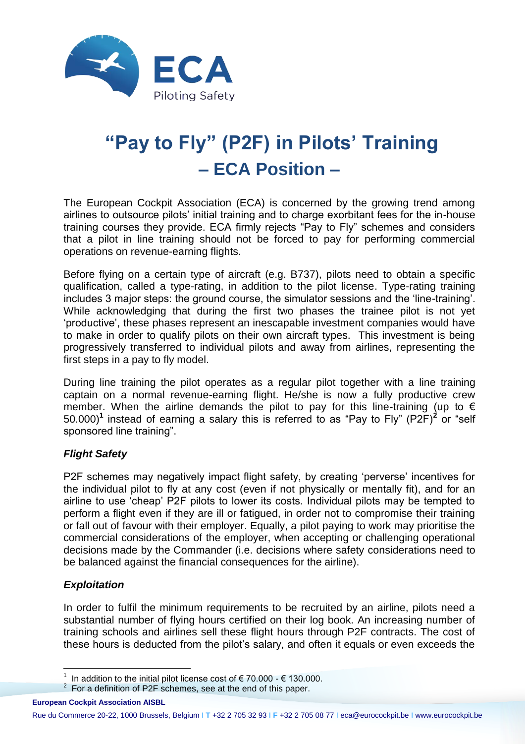# "Pay to Fly" (P2F) in Pilots' Training
## – ECA Position –

The European Cockpit Association (ECA) is concerned by the growing trend among airlines to outsource pilots' initial training and to charge exorbitant fees for the in-house training courses they provide. ECA firmly rejects "Pay to Fly" schemes and considers that a pilot in line training should not be forced to pay for performing commercial operations on revenue-earning flights.

Before flying on a certain type of aircraft (e.g. B737), pilots need to obtain a specific qualification, called a type-rating, in addition to the pilot license. Type-rating training includes 3 major steps: the ground course, the simulator sessions and the 'line-training'. While acknowledging that during the first two phases the trainee pilot is not yet 'productive', these phases represent an inescapable investment companies would have to make in order to qualify pilots on their own aircraft types. This investment is being progressively transferred to individual pilots and away from airlines, representing the first steps in a pay to fly model.

During line training the pilot operates as a regular pilot together with a line training captain on a normal revenue-earning flight. He/she is now a fully productive crew member. When the airline demands the pilot to pay for this line-training (up to € 50.000)[1] instead of earning a salary this is referred to as "Pay to Fly" (P2F)[2] or "self sponsored line training".

### *Flight Safety*

P2F schemes may negatively impact flight safety, by creating 'perverse' incentives for the individual pilot to fly at any cost (even if not physically or mentally fit), and for an airline to use 'cheap' P2F pilots to lower its costs. Individual pilots may be tempted to perform a flight even if they are ill or fatigued, in order not to compromise their training or fall out of favour with their employer. Equally, a pilot paying to work may prioritise the commercial considerations of the employer, when accepting or challenging operational decisions made by the Commander (i.e. decisions where safety considerations need to be balanced against the financial consequences for the airline).

### *Exploitation*

In order to fulfil the minimum requirements to be recruited by an airline, pilots need a substantial number of flying hours certified on their log book. An increasing number of training schools and airlines sell these flight hours through P2F contracts. The cost of these hours is deducted from the pilot's salary, and often it equals or even exceeds the

---

[1] In addition to the initial pilot license cost of € 70.000 - € 130.000.

[2] For a definition of P2F schemes, see at the end of this paper.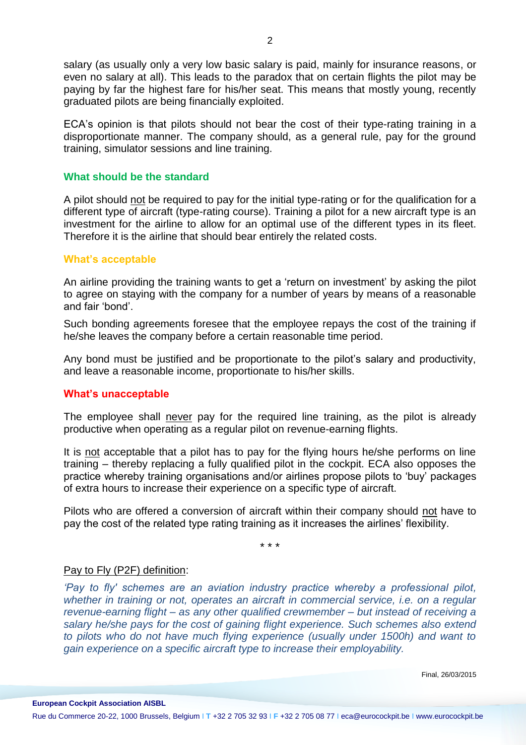salary (as usually only a very low basic salary is paid, mainly for insurance reasons, or even no salary at all). This leads to the paradox that on certain flights the pilot may be paying by far the highest fare for his/her seat. This means that mostly young, recently graduated pilots are being financially exploited.

ECA's opinion is that pilots should not bear the cost of their type-rating training in a disproportionate manner. The company should, as a general rule, pay for the ground training, simulator sessions and line training.

### What should be the standard

A pilot should <u>not</u> be required to pay for the initial type-rating or for the qualification for a different type of aircraft (type-rating course). Training a pilot for a new aircraft type is an investment for the airline to allow for an optimal use of the different types in its fleet. Therefore it is the airline that should bear entirely the related costs.

### What's acceptable

An airline providing the training wants to get a 'return on investment' by asking the pilot to agree on staying with the company for a number of years by means of a reasonable and fair 'bond'.

Such bonding agreements foresee that the employee repays the cost of the training if he/she leaves the company before a certain reasonable time period.

Any bond must be justified and be proportionate to the pilot's salary and productivity, and leave a reasonable income, proportionate to his/her skills.

### What's unacceptable

The employee shall <u>never</u> pay for the required line training, as the pilot is already productive when operating as a regular pilot on revenue-earning flights.

It is <u>not</u> acceptable that a pilot has to pay for the flying hours he/she performs on line training – thereby replacing a fully qualified pilot in the cockpit. ECA also opposes the practice whereby training organisations and/or airlines propose pilots to 'buy' packages of extra hours to increase their experience on a specific type of aircraft.

Pilots who are offered a conversion of aircraft within their company should <u>not</u> have to pay the cost of the related type rating training as it increases the airlines' flexibility.

\* \* \*

<u>Pay to Fly (P2F) definition</u>:

*'Pay to fly' schemes are an aviation industry practice whereby a professional pilot, whether in training or not, operates an aircraft in commercial service, i.e. on a regular revenue-earning flight – as any other qualified crewmember – but instead of receiving a salary he/she pays for the cost of gaining flight experience. Such schemes also extend to pilots who do not have much flying experience (usually under 1500h) and want to gain experience on a specific aircraft type to increase their employability.*

Final, 26/03/2015